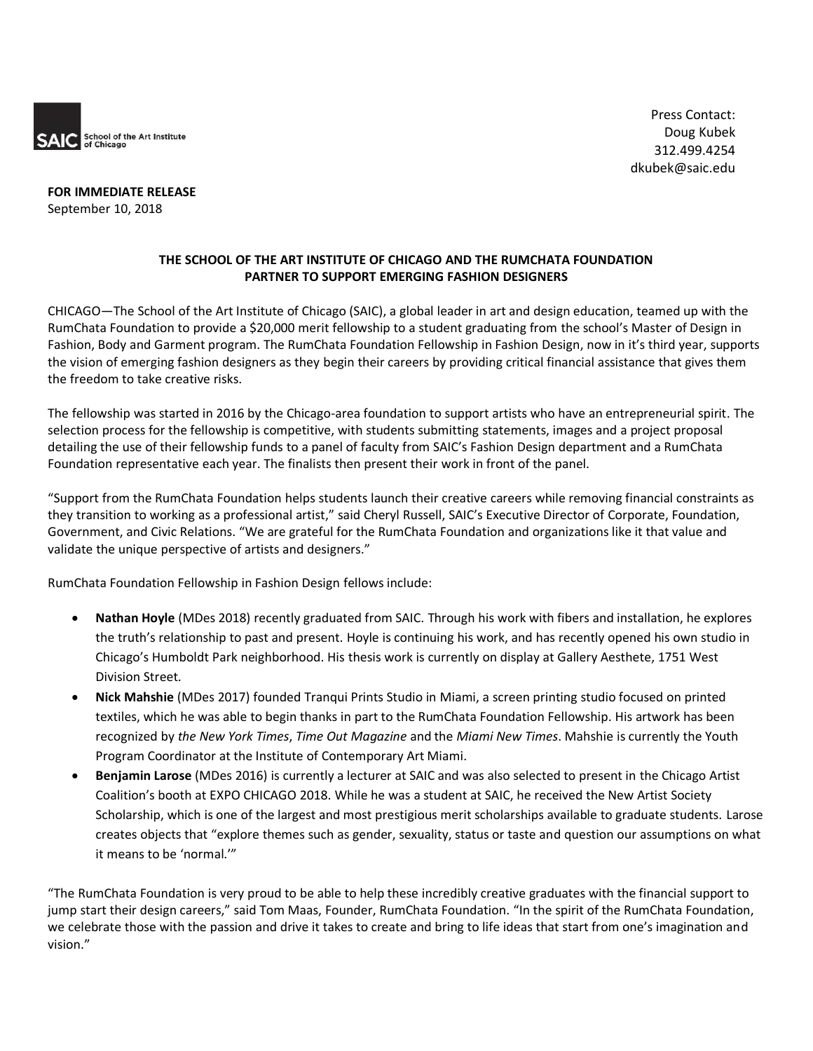SAIC School of the Art Institute of Chicago

Press Contact:
Doug Kubek
312.499.4254
dkubek@saic.edu

**FOR IMMEDIATE RELEASE**
September 10, 2018

**THE SCHOOL OF THE ART INSTITUTE OF CHICAGO AND THE RUMCHATA FOUNDATION PARTNER TO SUPPORT EMERGING FASHION DESIGNERS**

CHICAGO—The School of the Art Institute of Chicago (SAIC), a global leader in art and design education, teamed up with the RumChata Foundation to provide a $20,000 merit fellowship to a student graduating from the school's Master of Design in Fashion, Body and Garment program. The RumChata Foundation Fellowship in Fashion Design, now in it's third year, supports the vision of emerging fashion designers as they begin their careers by providing critical financial assistance that gives them the freedom to take creative risks.

The fellowship was started in 2016 by the Chicago-area foundation to support artists who have an entrepreneurial spirit. The selection process for the fellowship is competitive, with students submitting statements, images and a project proposal detailing the use of their fellowship funds to a panel of faculty from SAIC's Fashion Design department and a RumChata Foundation representative each year. The finalists then present their work in front of the panel.

"Support from the RumChata Foundation helps students launch their creative careers while removing financial constraints as they transition to working as a professional artist," said Cheryl Russell, SAIC's Executive Director of Corporate, Foundation, Government, and Civic Relations. "We are grateful for the RumChata Foundation and organizations like it that value and validate the unique perspective of artists and designers."

RumChata Foundation Fellowship in Fashion Design fellows include:

- **Nathan Hoyle** (MDes 2018) recently graduated from SAIC. Through his work with fibers and installation, he explores the truth's relationship to past and present. Hoyle is continuing his work, and has recently opened his own studio in Chicago's Humboldt Park neighborhood. His thesis work is currently on display at Gallery Aesthete, 1751 West Division Street.
- **Nick Mahshie** (MDes 2017) founded Tranqui Prints Studio in Miami, a screen printing studio focused on printed textiles, which he was able to begin thanks in part to the RumChata Foundation Fellowship. His artwork has been recognized by *the New York Times*, *Time Out Magazine* and the *Miami New Times*. Mahshie is currently the Youth Program Coordinator at the Institute of Contemporary Art Miami.
- **Benjamin Larose** (MDes 2016) is currently a lecturer at SAIC and was also selected to present in the Chicago Artist Coalition's booth at EXPO CHICAGO 2018. While he was a student at SAIC, he received the New Artist Society Scholarship, which is one of the largest and most prestigious merit scholarships available to graduate students. Larose creates objects that "explore themes such as gender, sexuality, status or taste and question our assumptions on what it means to be 'normal.'"

"The RumChata Foundation is very proud to be able to help these incredibly creative graduates with the financial support to jump start their design careers," said Tom Maas, Founder, RumChata Foundation. "In the spirit of the RumChata Foundation, we celebrate those with the passion and drive it takes to create and bring to life ideas that start from one's imagination and vision."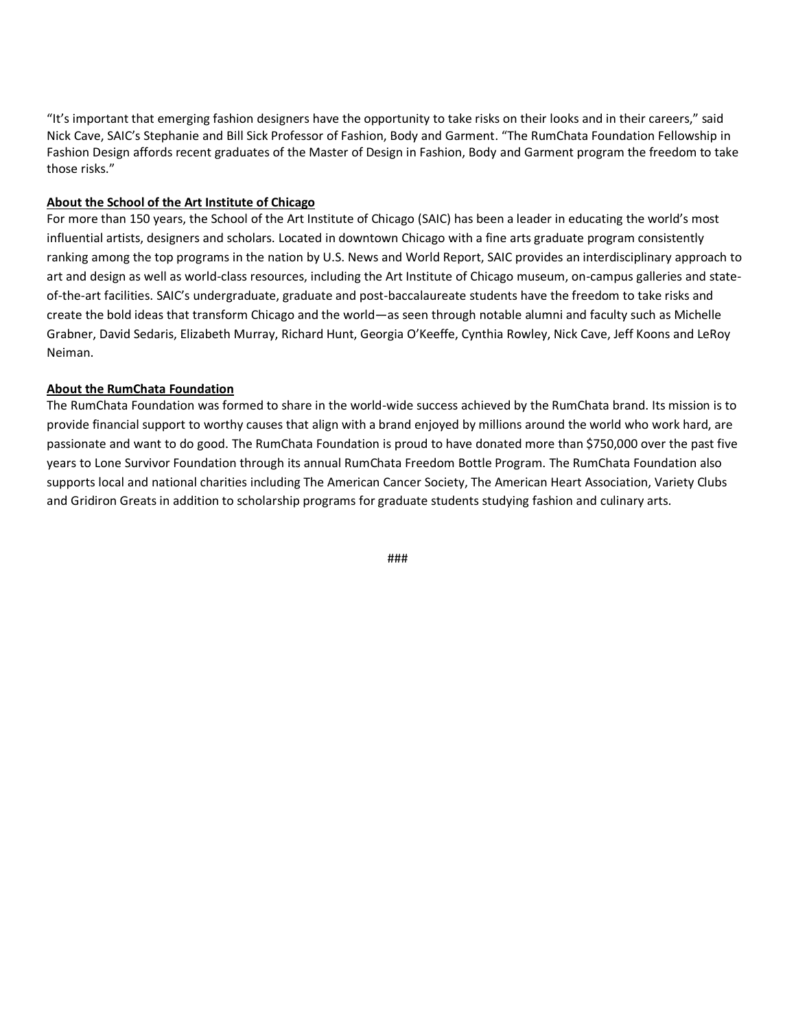"It's important that emerging fashion designers have the opportunity to take risks on their looks and in their careers," said Nick Cave, SAIC's Stephanie and Bill Sick Professor of Fashion, Body and Garment. "The RumChata Foundation Fellowship in Fashion Design affords recent graduates of the Master of Design in Fashion, Body and Garment program the freedom to take those risks."

**About the School of the Art Institute of Chicago**

For more than 150 years, the School of the Art Institute of Chicago (SAIC) has been a leader in educating the world's most influential artists, designers and scholars. Located in downtown Chicago with a fine arts graduate program consistently ranking among the top programs in the nation by U.S. News and World Report, SAIC provides an interdisciplinary approach to art and design as well as world-class resources, including the Art Institute of Chicago museum, on-campus galleries and state-of-the-art facilities. SAIC's undergraduate, graduate and post-baccalaureate students have the freedom to take risks and create the bold ideas that transform Chicago and the world—as seen through notable alumni and faculty such as Michelle Grabner, David Sedaris, Elizabeth Murray, Richard Hunt, Georgia O'Keeffe, Cynthia Rowley, Nick Cave, Jeff Koons and LeRoy Neiman.

**About the RumChata Foundation**

The RumChata Foundation was formed to share in the world-wide success achieved by the RumChata brand. Its mission is to provide financial support to worthy causes that align with a brand enjoyed by millions around the world who work hard, are passionate and want to do good. The RumChata Foundation is proud to have donated more than $750,000 over the past five years to Lone Survivor Foundation through its annual RumChata Freedom Bottle Program. The RumChata Foundation also supports local and national charities including The American Cancer Society, The American Heart Association, Variety Clubs and Gridiron Greats in addition to scholarship programs for graduate students studying fashion and culinary arts.

###